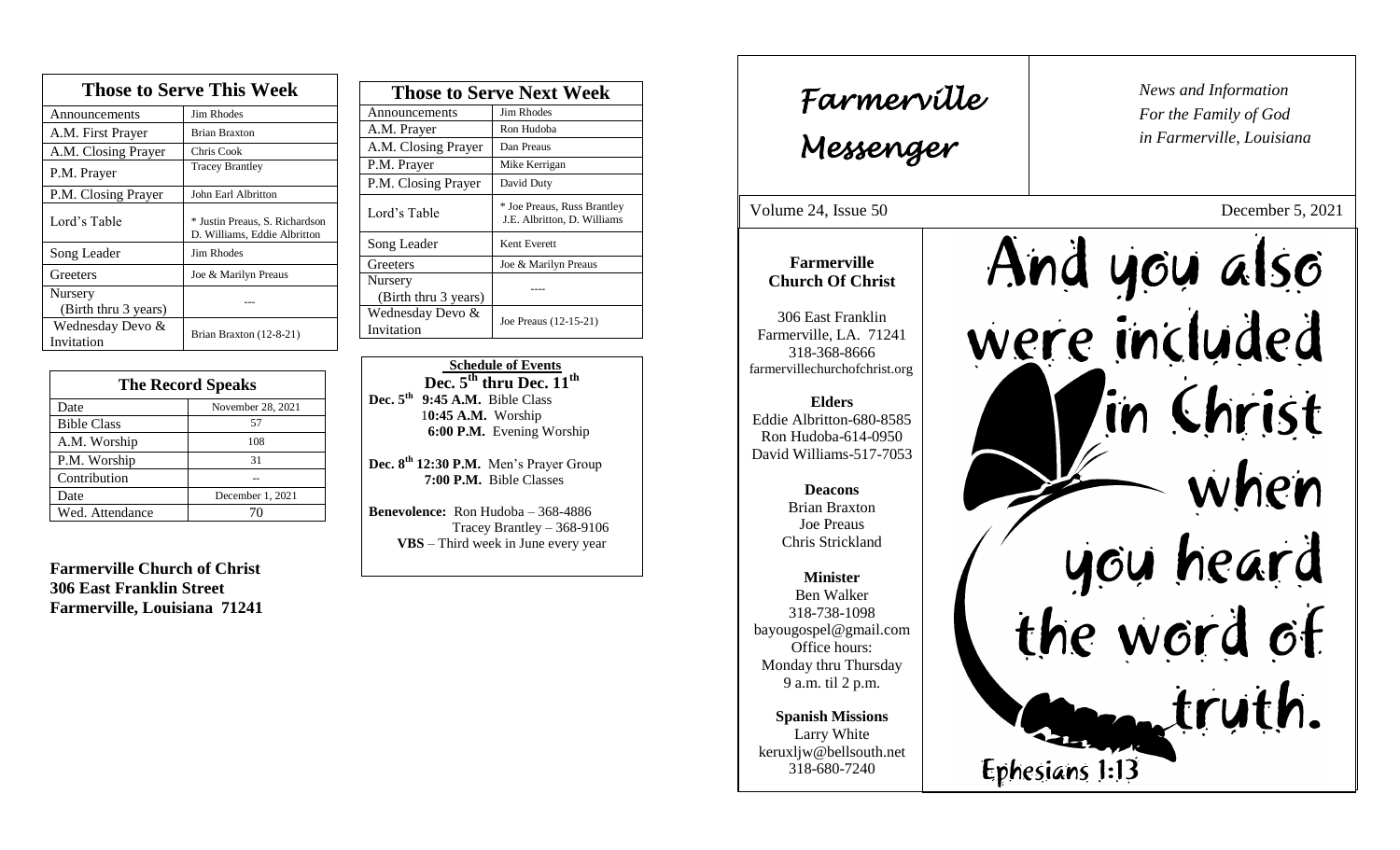## Those to Serve This Week

| Those to Serve This Week | |
|---|---|
| Announcements | Jim Rhodes |
| A.M. First Prayer | Brian Braxton |
| A.M. Closing Prayer | Chris Cook |
| P.M. Prayer | Tracey Brantley |
| P.M. Closing Prayer | John Earl Albritton |
| Lord's Table | * Justin Preaus, S. Richardson D. Williams, Eddie Albritton |
| Song Leader | Jim Rhodes |
| Greeters | Joe & Marilyn Preaus |
| Nursery (Birth thru 3 years) | --- |
| Wednesday Devo & Invitation | Brian Braxton (12-8-21) |

## The Record Speaks

| The Record Speaks | |
|---|---|
| Date | November 28, 2021 |
| Bible Class | 57 |
| A.M. Worship | 108 |
| P.M. Worship | 31 |
| Contribution | -- |
| Date | December 1, 2021 |
| Wed. Attendance | 70 |

**Farmerville Church of Christ**
**306 East Franklin Street**
**Farmerville, Louisiana 71241**

## Those to Serve Next Week

| Those to Serve Next Week | |
|---|---|
| Announcements | Jim Rhodes |
| A.M. Prayer | Ron Hudoba |
| A.M. Closing Prayer | Dan Preaus |
| P.M. Prayer | Mike Kerrigan |
| P.M. Closing Prayer | David Duty |
| Lord's Table | * Joe Preaus, Russ Brantley J.E. Albritton, D. Williams |
| Song Leader | Kent Everett |
| Greeters | Joe & Marilyn Preaus |
| Nursery (Birth thru 3 years) | ---- |
| Wednesday Devo & Invitation | Joe Preaus (12-15-21) |

**Schedule of Events**
**Dec. 5th thru Dec. 11th**

**Dec. 5th** **9:45 A.M.** Bible Class
**10:45 A.M.** Worship
**6:00 P.M.** Evening Worship

**Dec. 8th 12:30 P.M.** Men's Prayer Group
**7:00 P.M.** Bible Classes

**Benevolence:** Ron Hudoba – 368-4886
Tracey Brantley – 368-9106
**VBS** – Third week in June every year

# Farmerville Messenger

*News and Information*
*For the Family of God*
*in Farmerville, Louisiana*

Volume 24, Issue 50 — December 5, 2021

**Farmerville Church Of Christ**

306 East Franklin
Farmerville, LA. 71241
318-368-8666
farmervillechurchofchrist.org

**Elders**
Eddie Albritton-680-8585
Ron Hudoba-614-0950
David Williams-517-7053

**Deacons**
Brian Braxton
Joe Preaus
Chris Strickland

**Minister**
Ben Walker
318-738-1098
bayougospel@gmail.com
Office hours:
Monday thru Thursday
9 a.m. til 2 p.m.

**Spanish Missions**
Larry White
keruxljw@bellsouth.net
318-680-7240

And you also were included in Christ when you heard the word of truth.

Ephesians 1:13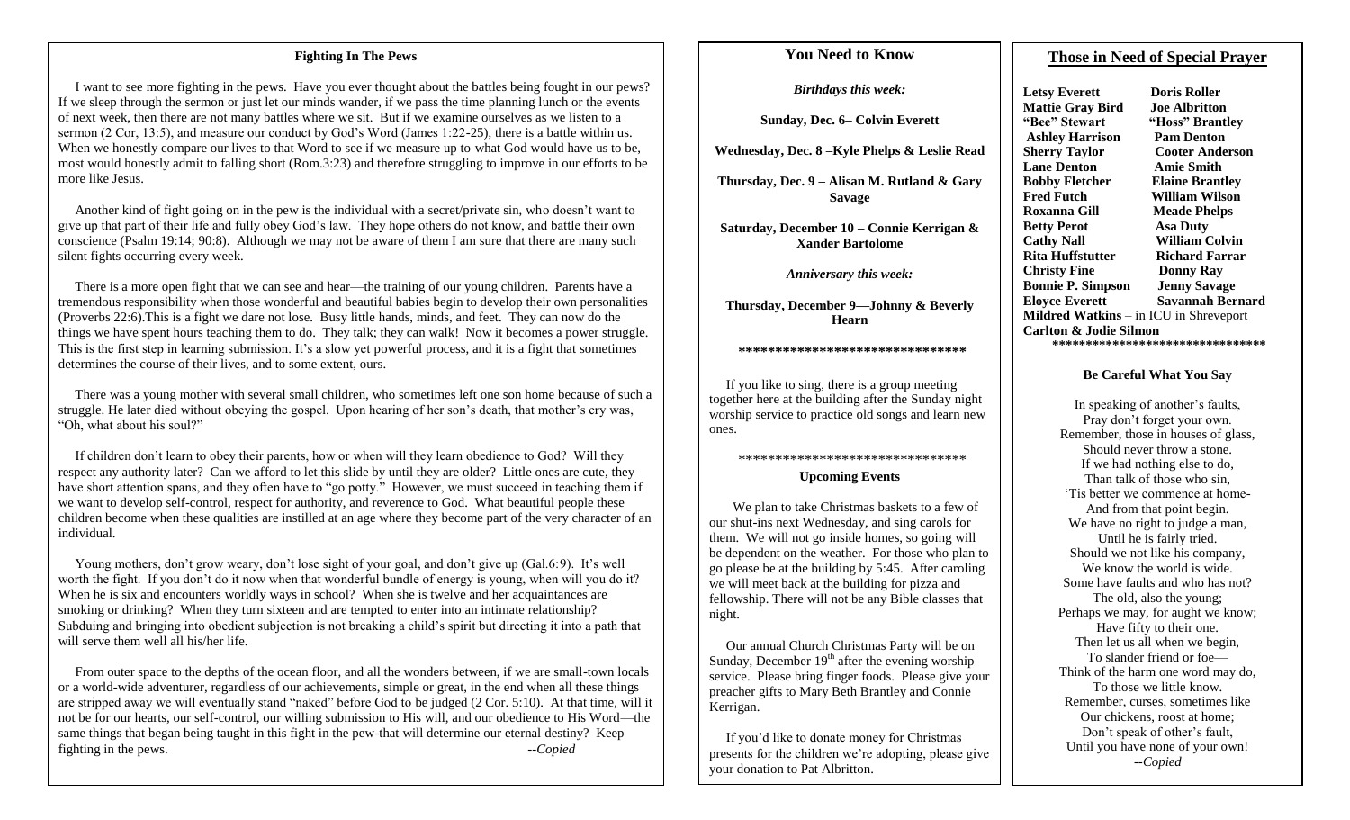### Fighting In The Pews

I want to see more fighting in the pews. Have you ever thought about the battles being fought in our pews? If we sleep through the sermon or just let our minds wander, if we pass the time planning lunch or the events of next week, then there are not many battles where we sit. But if we examine ourselves as we listen to a sermon (2 Cor, 13:5), and measure our conduct by God's Word (James 1:22-25), there is a battle within us. When we honestly compare our lives to that Word to see if we measure up to what God would have us to be, most would honestly admit to falling short (Rom.3:23) and therefore struggling to improve in our efforts to be more like Jesus.

Another kind of fight going on in the pew is the individual with a secret/private sin, who doesn't want to give up that part of their life and fully obey God's law. They hope others do not know, and battle their own conscience (Psalm 19:14; 90:8). Although we may not be aware of them I am sure that there are many such silent fights occurring every week.

There is a more open fight that we can see and hear—the training of our young children. Parents have a tremendous responsibility when those wonderful and beautiful babies begin to develop their own personalities (Proverbs 22:6).This is a fight we dare not lose. Busy little hands, minds, and feet. They can now do the things we have spent hours teaching them to do. They talk; they can walk! Now it becomes a power struggle. This is the first step in learning submission. It's a slow yet powerful process, and it is a fight that sometimes determines the course of their lives, and to some extent, ours.

There was a young mother with several small children, who sometimes left one son home because of such a struggle. He later died without obeying the gospel. Upon hearing of her son's death, that mother's cry was, "Oh, what about his soul?"

If children don't learn to obey their parents, how or when will they learn obedience to God? Will they respect any authority later? Can we afford to let this slide by until they are older? Little ones are cute, they have short attention spans, and they often have to "go potty." However, we must succeed in teaching them if we want to develop self-control, respect for authority, and reverence to God. What beautiful people these children become when these qualities are instilled at an age where they become part of the very character of an individual.

Young mothers, don't grow weary, don't lose sight of your goal, and don't give up (Gal.6:9). It's well worth the fight. If you don't do it now when that wonderful bundle of energy is young, when will you do it? When he is six and encounters worldly ways in school? When she is twelve and her acquaintances are smoking or drinking? When they turn sixteen and are tempted to enter into an intimate relationship? Subduing and bringing into obedient subjection is not breaking a child's spirit but directing it into a path that will serve them well all his/her life.

From outer space to the depths of the ocean floor, and all the wonders between, if we are small-town locals or a world-wide adventurer, regardless of our achievements, simple or great, in the end when all these things are stripped away we will eventually stand "naked" before God to be judged (2 Cor. 5:10). At that time, will it not be for our hearts, our self-control, our willing submission to His will, and our obedience to His Word—the same things that began being taught in this fight in the pew-that will determine our eternal destiny? Keep fighting in the pews.

*--Copied*

## You Need to Know

***Birthdays this week:***

**Sunday, Dec. 6– Colvin Everett**

**Wednesday, Dec. 8 –Kyle Phelps & Leslie Read**

**Thursday, Dec. 9 – Alisan M. Rutland & Gary Savage**

**Saturday, December 10 – Connie Kerrigan & Xander Bartolome**

***Anniversary this week:***

**Thursday, December 9—Johnny & Beverly Hearn**

**********************************

If you like to sing, there is a group meeting together here at the building after the Sunday night worship service to practice old songs and learn new ones.

**********************************

**Upcoming Events**

We plan to take Christmas baskets to a few of our shut-ins next Wednesday, and sing carols for them. We will not go inside homes, so going will be dependent on the weather. For those who plan to go please be at the building by 5:45. After caroling we will meet back at the building for pizza and fellowship. There will not be any Bible classes that night.

Our annual Church Christmas Party will be on Sunday, December 19th after the evening worship service. Please bring finger foods. Please give your preacher gifts to Mary Beth Brantley and Connie Kerrigan.

If you'd like to donate money for Christmas presents for the children we're adopting, please give your donation to Pat Albritton.

## Those in Need of Special Prayer

| | |
|---|---|
| **Letsy Everett** | **Doris Roller** |
| **Mattie Gray Bird** | **Joe Albritton** |
| **"Bee" Stewart** | **"Hoss" Brantley** |
| **Ashley Harrison** | **Pam Denton** |
| **Sherry Taylor** | **Cooter Anderson** |
| **Lane Denton** | **Amie Smith** |
| **Bobby Fletcher** | **Elaine Brantley** |
| **Fred Futch** | **William Wilson** |
| **Roxanna Gill** | **Meade Phelps** |
| **Betty Perot** | **Asa Duty** |
| **Cathy Nall** | **William Colvin** |
| **Rita Huffstutter** | **Richard Farrar** |
| **Christy Fine** | **Donny Ray** |
| **Bonnie P. Simpson** | **Jenny Savage** |
| **Eloyce Everett** | **Savannah Bernard** |

**Mildred Watkins** – in ICU in Shreveport
**Carlton & Jodie Silmon**

**********************************

**Be Careful What You Say**

In speaking of another's faults,
Pray don't forget your own.
Remember, those in houses of glass,
Should never throw a stone.
If we had nothing else to do,
Than talk of those who sin,
'Tis better we commence at home-
And from that point begin.
We have no right to judge a man,
Until he is fairly tried.
Should we not like his company,
We know the world is wide.
Some have faults and who has not?
The old, also the young;
Perhaps we may, for aught we know;
Have fifty to their one.
Then let us all when we begin,
To slander friend or foe—
Think of the harm one word may do,
To those we little know.
Remember, curses, sometimes like
Our chickens, roost at home;
Don't speak of other's fault,
Until you have none of your own!
*--Copied*